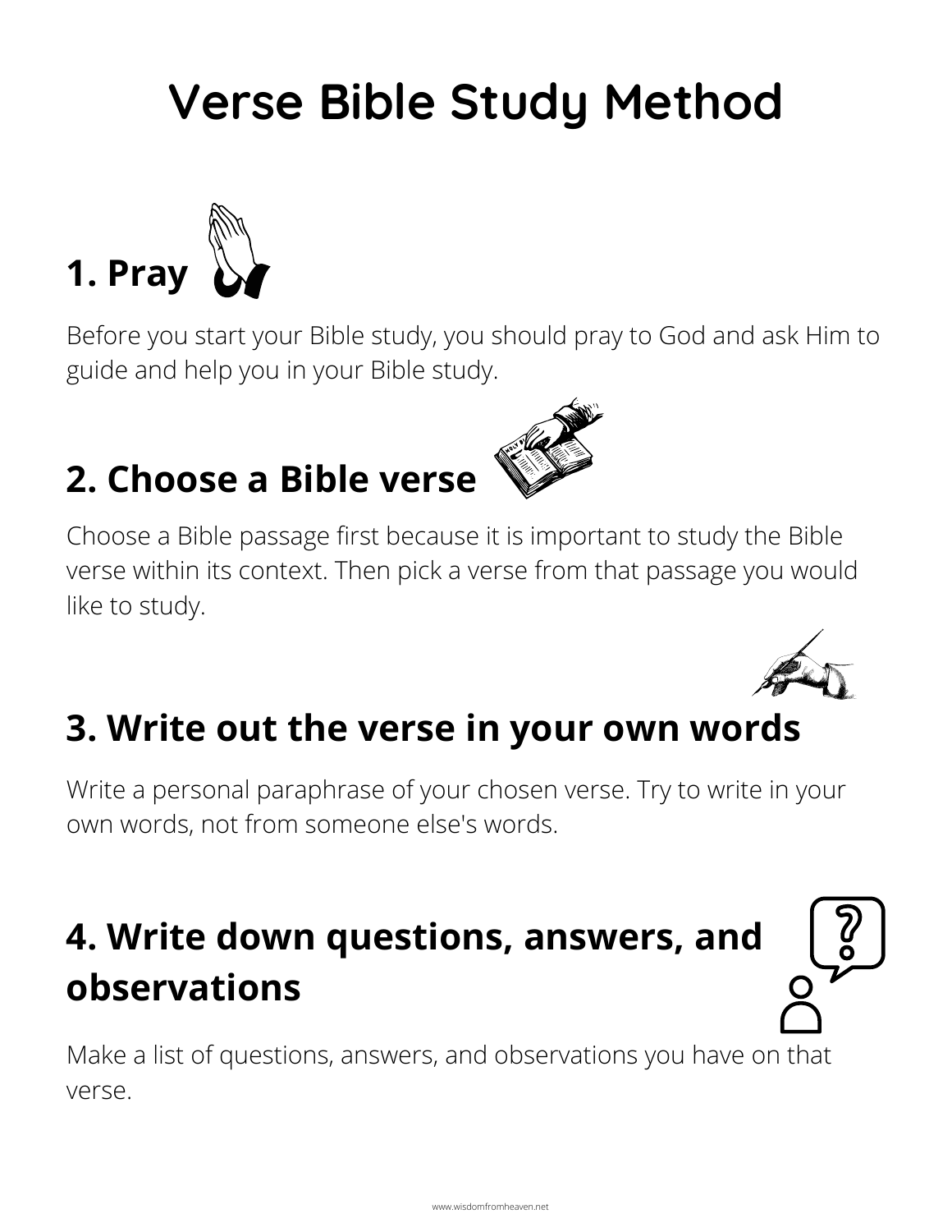# Verse Bible Study Method

## 1. Pray

Before you start your Bible study, you should pray to God and ask Him to guide and help you in your Bible study.

## 2. Choose a Bible verse

Choose a Bible passage first because it is important to study the Bible verse within its context. Then pick a verse from that passage you would like to study.

## 3. Write out the verse in your own words

Write a personal paraphrase of your chosen verse. Try to write in your own words, not from someone else's words.

## 4. Write down questions, answers, and observations

Make a list of questions, answers, and observations you have on that verse.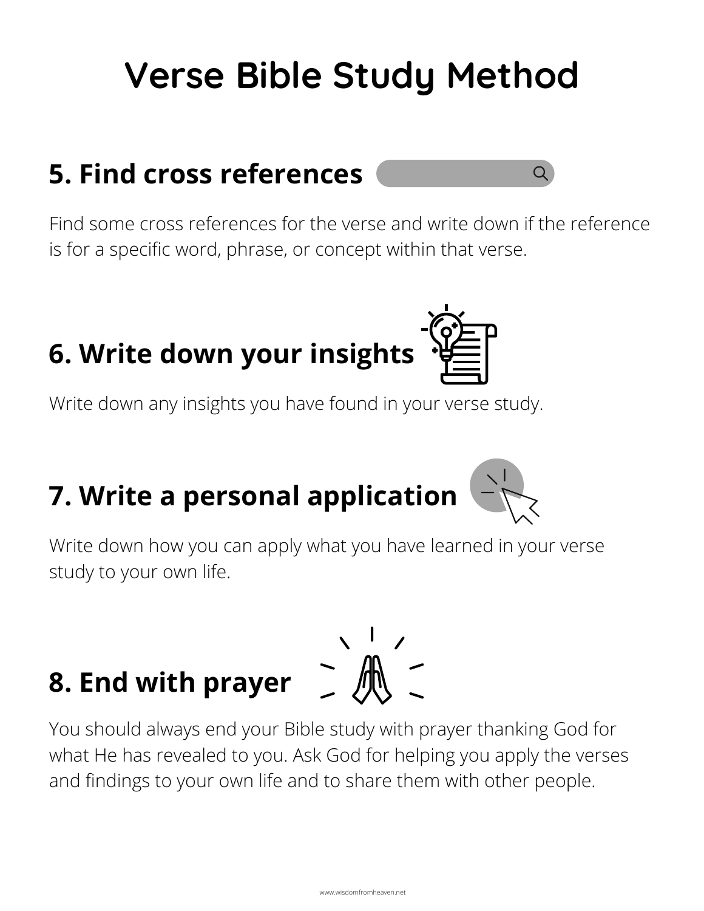# Verse Bible Study Method

## 5. Find cross references

Find some cross references for the verse and write down if the reference is for a specific word, phrase, or concept within that verse.

## 6. Write down your insights

Write down any insights you have found in your verse study.

## 7. Write a personal application

Write down how you can apply what you have learned in your verse study to your own life.

## 8. End with prayer

You should always end your Bible study with prayer thanking God for what He has revealed to you. Ask God for helping you apply the verses and findings to your own life and to share them with other people.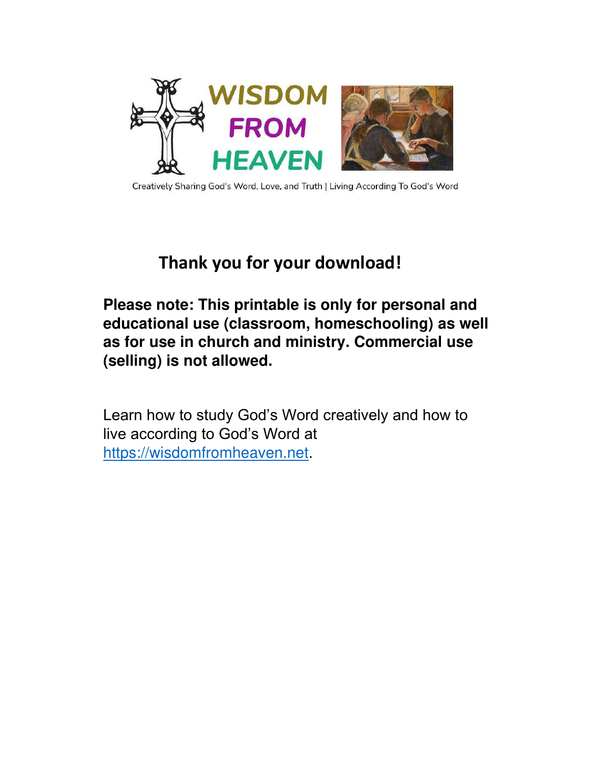WISDOM FROM HEAVEN

Creatively Sharing God's Word, Love, and Truth | Living According To God's Word

## Thank you for your download!

**Please note: This printable is only for personal and educational use (classroom, homeschooling) as well as for use in church and ministry. Commercial use (selling) is not allowed.**

Learn how to study God's Word creatively and how to live according to God's Word at https://wisdomfromheaven.net.